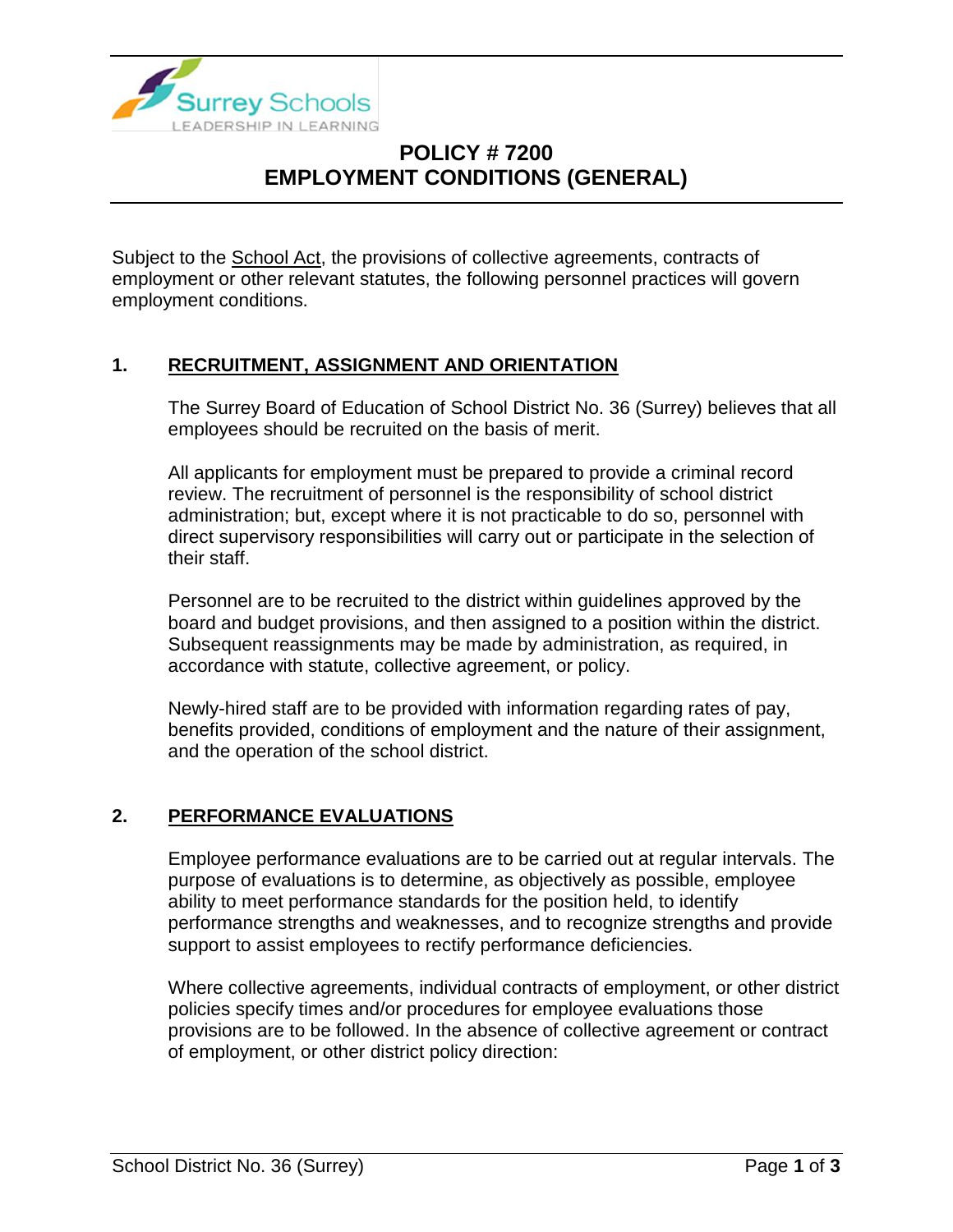# POLICY # 7200
# EMPLOYMENT CONDITIONS (GENERAL)

Subject to the School Act, the provisions of collective agreements, contracts of employment or other relevant statutes, the following personnel practices will govern employment conditions.

## 1. RECRUITMENT, ASSIGNMENT AND ORIENTATION

The Surrey Board of Education of School District No. 36 (Surrey) believes that all employees should be recruited on the basis of merit.

All applicants for employment must be prepared to provide a criminal record review. The recruitment of personnel is the responsibility of school district administration; but, except where it is not practicable to do so, personnel with direct supervisory responsibilities will carry out or participate in the selection of their staff.

Personnel are to be recruited to the district within guidelines approved by the board and budget provisions, and then assigned to a position within the district. Subsequent reassignments may be made by administration, as required, in accordance with statute, collective agreement, or policy.

Newly-hired staff are to be provided with information regarding rates of pay, benefits provided, conditions of employment and the nature of their assignment, and the operation of the school district.

## 2. PERFORMANCE EVALUATIONS

Employee performance evaluations are to be carried out at regular intervals. The purpose of evaluations is to determine, as objectively as possible, employee ability to meet performance standards for the position held, to identify performance strengths and weaknesses, and to recognize strengths and provide support to assist employees to rectify performance deficiencies.

Where collective agreements, individual contracts of employment, or other district policies specify times and/or procedures for employee evaluations those provisions are to be followed. In the absence of collective agreement or contract of employment, or other district policy direction: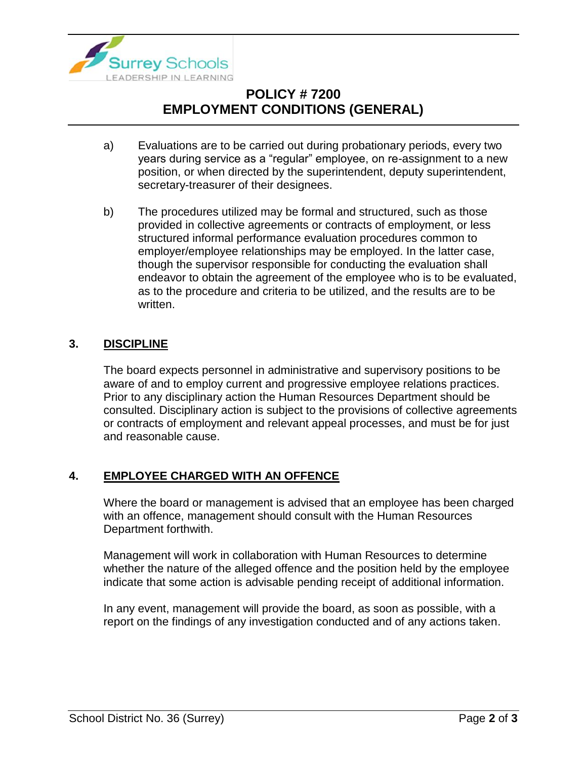a) Evaluations are to be carried out during probationary periods, every two years during service as a "regular" employee, on re-assignment to a new position, or when directed by the superintendent, deputy superintendent, secretary-treasurer of their designees.

b) The procedures utilized may be formal and structured, such as those provided in collective agreements or contracts of employment, or less structured informal performance evaluation procedures common to employer/employee relationships may be employed. In the latter case, though the supervisor responsible for conducting the evaluation shall endeavor to obtain the agreement of the employee who is to be evaluated, as to the procedure and criteria to be utilized, and the results are to be written.

## 3. DISCIPLINE

The board expects personnel in administrative and supervisory positions to be aware of and to employ current and progressive employee relations practices. Prior to any disciplinary action the Human Resources Department should be consulted. Disciplinary action is subject to the provisions of collective agreements or contracts of employment and relevant appeal processes, and must be for just and reasonable cause.

## 4. EMPLOYEE CHARGED WITH AN OFFENCE

Where the board or management is advised that an employee has been charged with an offence, management should consult with the Human Resources Department forthwith.

Management will work in collaboration with Human Resources to determine whether the nature of the alleged offence and the position held by the employee indicate that some action is advisable pending receipt of additional information.

In any event, management will provide the board, as soon as possible, with a report on the findings of any investigation conducted and of any actions taken.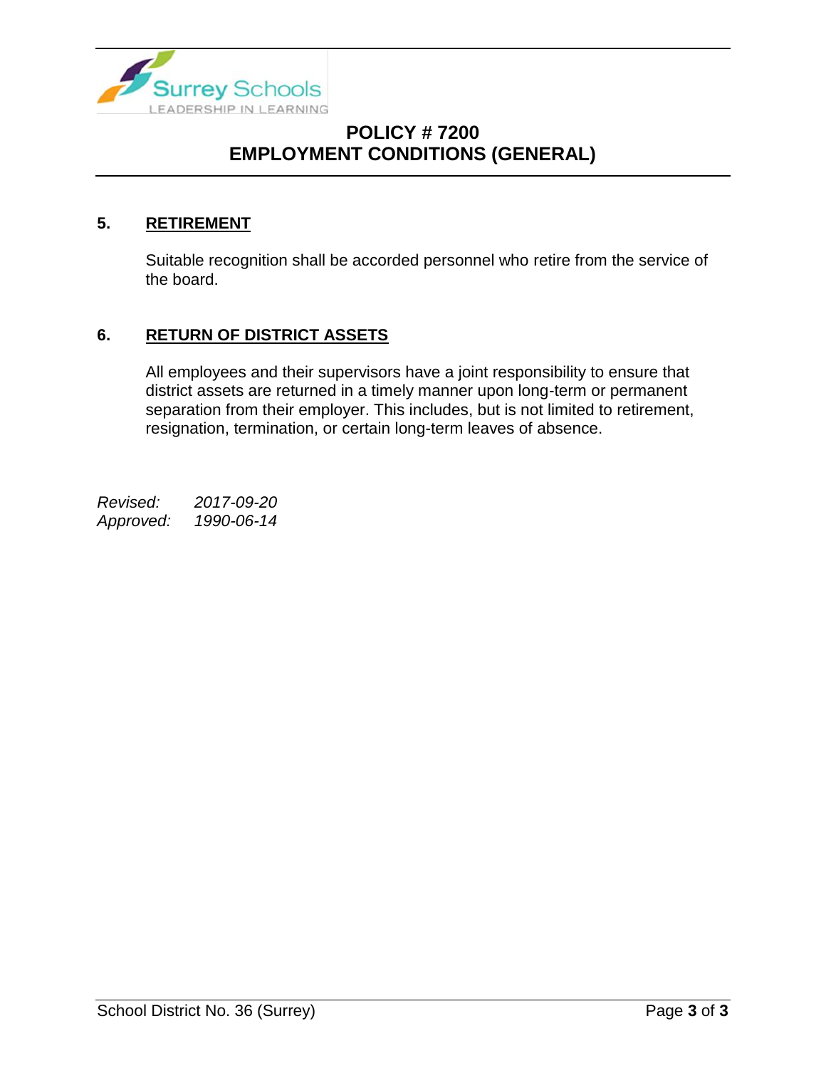# POLICY # 7200
# EMPLOYMENT CONDITIONS (GENERAL)

## 5. RETIREMENT

Suitable recognition shall be accorded personnel who retire from the service of the board.

## 6. RETURN OF DISTRICT ASSETS

All employees and their supervisors have a joint responsibility to ensure that district assets are returned in a timely manner upon long-term or permanent separation from their employer. This includes, but is not limited to retirement, resignation, termination, or certain long-term leaves of absence.

*Revised: 2017-09-20*
*Approved: 1990-06-14*